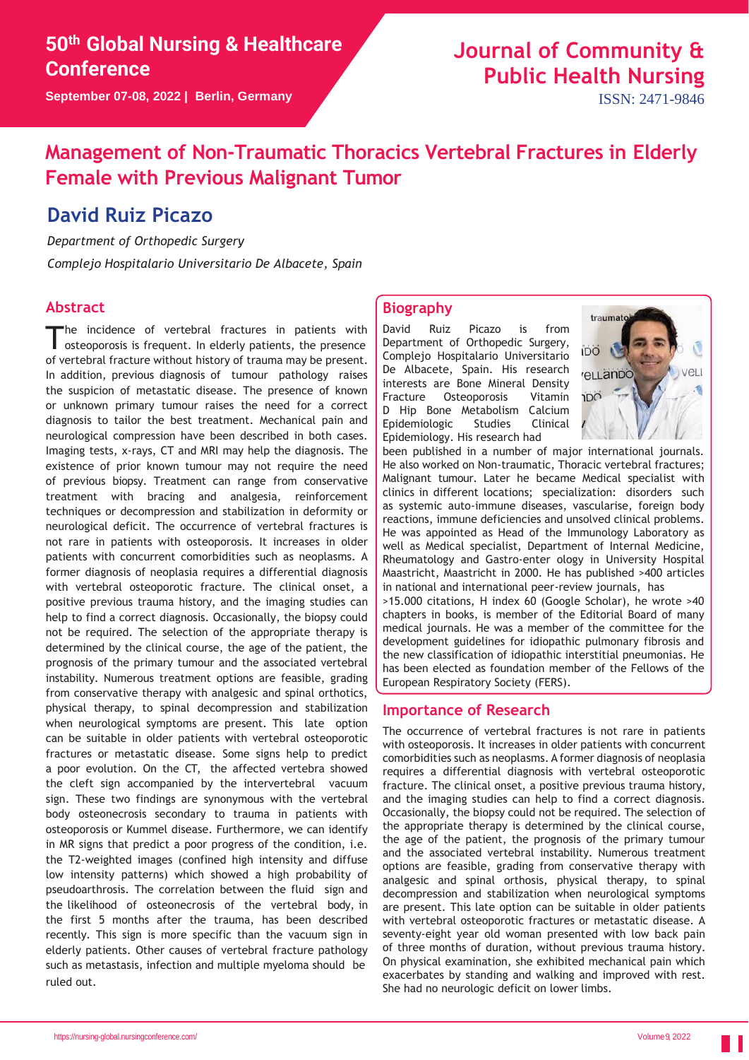# Management of Non-Traumatic Thoracics Vertebral Fractures in Elderly Female with Previous Malignant Tumor

## David Ruiz Picazo

*Department of Orthopedic Surgery*

*Complejo Hospitalario Universitario De Albacete, Spain*

## Abstract

The incidence of vertebral fractures in patients with osteoporosis is frequent. In elderly patients, the presence of vertebral fracture without history of trauma may be present. In addition, previous diagnosis of tumour pathology raises the suspicion of metastatic disease. The presence of known or unknown primary tumour raises the need for a correct diagnosis to tailor the best treatment. Mechanical pain and neurological compression have been described in both cases. Imaging tests, x-rays, CT and MRI may help the diagnosis. The existence of prior known tumour may not require the need of previous biopsy. Treatment can range from conservative treatment with bracing and analgesia, reinforcement techniques or decompression and stabilization in deformity or neurological deficit. The occurrence of vertebral fractures is not rare in patients with osteoporosis. It increases in older patients with concurrent comorbidities such as neoplasms. A former diagnosis of neoplasia requires a differential diagnosis with vertebral osteoporotic fracture. The clinical onset, a positive previous trauma history, and the imaging studies can help to find a correct diagnosis. Occasionally, the biopsy could not be required. The selection of the appropriate therapy is determined by the clinical course, the age of the patient, the prognosis of the primary tumour and the associated vertebral instability. Numerous treatment options are feasible, grading from conservative therapy with analgesic and spinal orthotics, physical therapy, to spinal decompression and stabilization when neurological symptoms are present. This late option can be suitable in older patients with vertebral osteoporotic fractures or metastatic disease. Some signs help to predict a poor evolution. On the CT, the affected vertebra showed the cleft sign accompanied by the intervertebral vacuum sign. These two findings are synonymous with the vertebral body osteonecrosis secondary to trauma in patients with osteoporosis or Kummel disease. Furthermore, we can identify in MR signs that predict a poor progress of the condition, i.e. the T2-weighted images (confined high intensity and diffuse low intensity patterns) which showed a high probability of pseudoarthrosis. The correlation between the fluid sign and the likelihood of osteonecrosis of the vertebral body, in the first 5 months after the trauma, has been described recently. This sign is more specific than the vacuum sign in elderly patients. Other causes of vertebral fracture pathology such as metastasis, infection and multiple myeloma should be ruled out.

## Biography

David Ruiz Picazo is from Department of Orthopedic Surgery, Complejo Hospitalario Universitario De Albacete, Spain. His research interests are Bone Mineral Density Fracture Osteoporosis Vitamin D Hip Bone Metabolism Calcium Epidemiologic Studies Clinical Epidemiology. His research had been published in a number of major international journals. He also worked on Non-traumatic, Thoracic vertebral fractures; Malignant tumour. Later he became Medical specialist with clinics in different locations; specialization: disorders such as systemic auto-immune diseases, vascularise, foreign body reactions, immune deficiencies and unsolved clinical problems. He was appointed as Head of the Immunology Laboratory as well as Medical specialist, Department of Internal Medicine, Rheumatology and Gastro-enter ology in University Hospital Maastricht, Maastricht in 2000. He has published >400 articles in national and international peer-review journals, has >15.000 citations, H index 60 (Google Scholar), he wrote >40 chapters in books, is member of the Editorial Board of many medical journals. He was a member of the committee for the development guidelines for idiopathic pulmonary fibrosis and the new classification of idiopathic interstitial pneumonias. He has been elected as foundation member of the Fellows of the European Respiratory Society (FERS).

## Importance of Research

The occurrence of vertebral fractures is not rare in patients with osteoporosis. It increases in older patients with concurrent comorbidities such as neoplasms. A former diagnosis of neoplasia requires a differential diagnosis with vertebral osteoporotic fracture. The clinical onset, a positive previous trauma history, and the imaging studies can help to find a correct diagnosis. Occasionally, the biopsy could not be required. The selection of the appropriate therapy is determined by the clinical course, the age of the patient, the prognosis of the primary tumour and the associated vertebral instability. Numerous treatment options are feasible, grading from conservative therapy with analgesic and spinal orthosis, physical therapy, to spinal decompression and stabilization when neurological symptoms are present. This late option can be suitable in older patients with vertebral osteoporotic fractures or metastatic disease. A seventy-eight year old woman presented with low back pain of three months of duration, without previous trauma history. On physical examination, she exhibited mechanical pain which exacerbates by standing and walking and improved with rest. She had no neurologic deficit on lower limbs.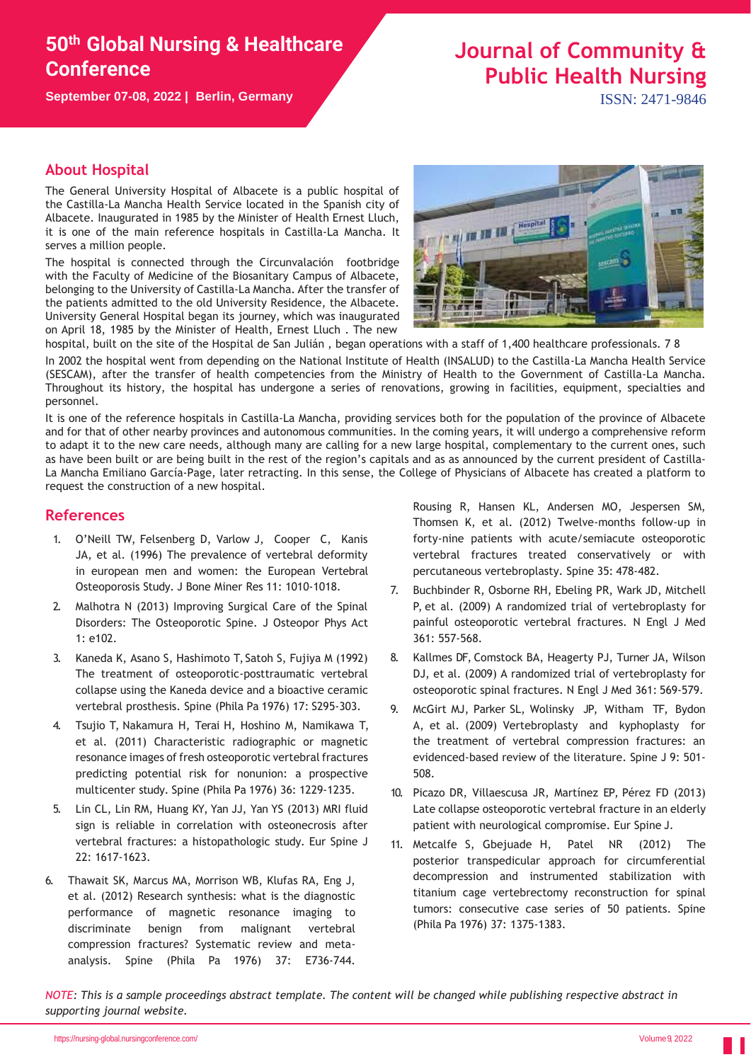## About Hospital

The General University Hospital of Albacete is a public hospital of the Castilla-La Mancha Health Service located in the Spanish city of Albacete. Inaugurated in 1985 by the Minister of Health Ernest Lluch, it is one of the main reference hospitals in Castilla-La Mancha. It serves a million people.

The hospital is connected through the Circunvalación footbridge with the Faculty of Medicine of the Biosanitary Campus of Albacete, belonging to the University of Castilla-La Mancha. After the transfer of the patients admitted to the old University Residence, the Albacete. University General Hospital began its journey, which was inaugurated on April 18, 1985 by the Minister of Health, Ernest Lluch . The new hospital, built on the site of the Hospital de San Julián , began operations with a staff of 1,400 healthcare professionals. 7 8

In 2002 the hospital went from depending on the National Institute of Health (INSALUD) to the Castilla-La Mancha Health Service (SESCAM), after the transfer of health competencies from the Ministry of Health to the Government of Castilla-La Mancha. Throughout its history, the hospital has undergone a series of renovations, growing in facilities, equipment, specialties and personnel.

It is one of the reference hospitals in Castilla-La Mancha, providing services both for the population of the province of Albacete and for that of other nearby provinces and autonomous communities. In the coming years, it will undergo a comprehensive reform to adapt it to the new care needs, although many are calling for a new large hospital, complementary to the current ones, such as have been built or are being built in the rest of the region's capitals and as as announced by the current president of Castilla-La Mancha Emiliano García-Page, later retracting. In this sense, the College of Physicians of Albacete has created a platform to request the construction of a new hospital.

## References

1. O'Neill TW, Felsenberg D, Varlow J, Cooper C, Kanis JA, et al. (1996) The prevalence of vertebral deformity in european men and women: the European Vertebral Osteoporosis Study. J Bone Miner Res 11: 1010-1018.
2. Malhotra N (2013) Improving Surgical Care of the Spinal Disorders: The Osteoporotic Spine. J Osteopor Phys Act 1: e102.
3. Kaneda K, Asano S, Hashimoto T, Satoh S, Fujiya M (1992) The treatment of osteoporotic-posttraumatic vertebral collapse using the Kaneda device and a bioactive ceramic vertebral prosthesis. Spine (Phila Pa 1976) 17: S295-303.
4. Tsujio T, Nakamura H, Terai H, Hoshino M, Namikawa T, et al. (2011) Characteristic radiographic or magnetic resonance images of fresh osteoporotic vertebral fractures predicting potential risk for nonunion: a prospective multicenter study. Spine (Phila Pa 1976) 36: 1229-1235.
5. Lin CL, Lin RM, Huang KY, Yan JJ, Yan YS (2013) MRI fluid sign is reliable in correlation with osteonecrosis after vertebral fractures: a histopathologic study. Eur Spine J 22: 1617-1623.
6. Thawait SK, Marcus MA, Morrison WB, Klufas RA, Eng J, et al. (2012) Research synthesis: what is the diagnostic performance of magnetic resonance imaging to discriminate benign from malignant vertebral compression fractures? Systematic review and meta-analysis. Spine (Phila Pa 1976) 37: E736-744. Rousing R, Hansen KL, Andersen MO, Jespersen SM, Thomsen K, et al. (2012) Twelve-months follow-up in forty-nine patients with acute/semiacute osteoporotic vertebral fractures treated conservatively or with percutaneous vertebroplasty. Spine 35: 478-482.
7. Buchbinder R, Osborne RH, Ebeling PR, Wark JD, Mitchell P, et al. (2009) A randomized trial of vertebroplasty for painful osteoporotic vertebral fractures. N Engl J Med 361: 557-568.
8. Kallmes DF, Comstock BA, Heagerty PJ, Turner JA, Wilson DJ, et al. (2009) A randomized trial of vertebroplasty for osteoporotic spinal fractures. N Engl J Med 361: 569-579.
9. McGirt MJ, Parker SL, Wolinsky JP, Witham TF, Bydon A, et al. (2009) Vertebroplasty and kyphoplasty for the treatment of vertebral compression fractures: an evidenced-based review of the literature. Spine J 9: 501-508.
10. Picazo DR, Villaescusa JR, Martínez EP, Pérez FD (2013) Late collapse osteoporotic vertebral fracture in an elderly patient with neurological compromise. Eur Spine J.
11. Metcalfe S, Gbejuade H, Patel NR (2012) The posterior transpedicular approach for circumferential decompression and instrumented stabilization with titanium cage vertebrectomy reconstruction for spinal tumors: consecutive case series of 50 patients. Spine (Phila Pa 1976) 37: 1375-1383.

*NOTE: This is a sample proceedings abstract template. The content will be changed while publishing respective abstract in supporting journal website.*